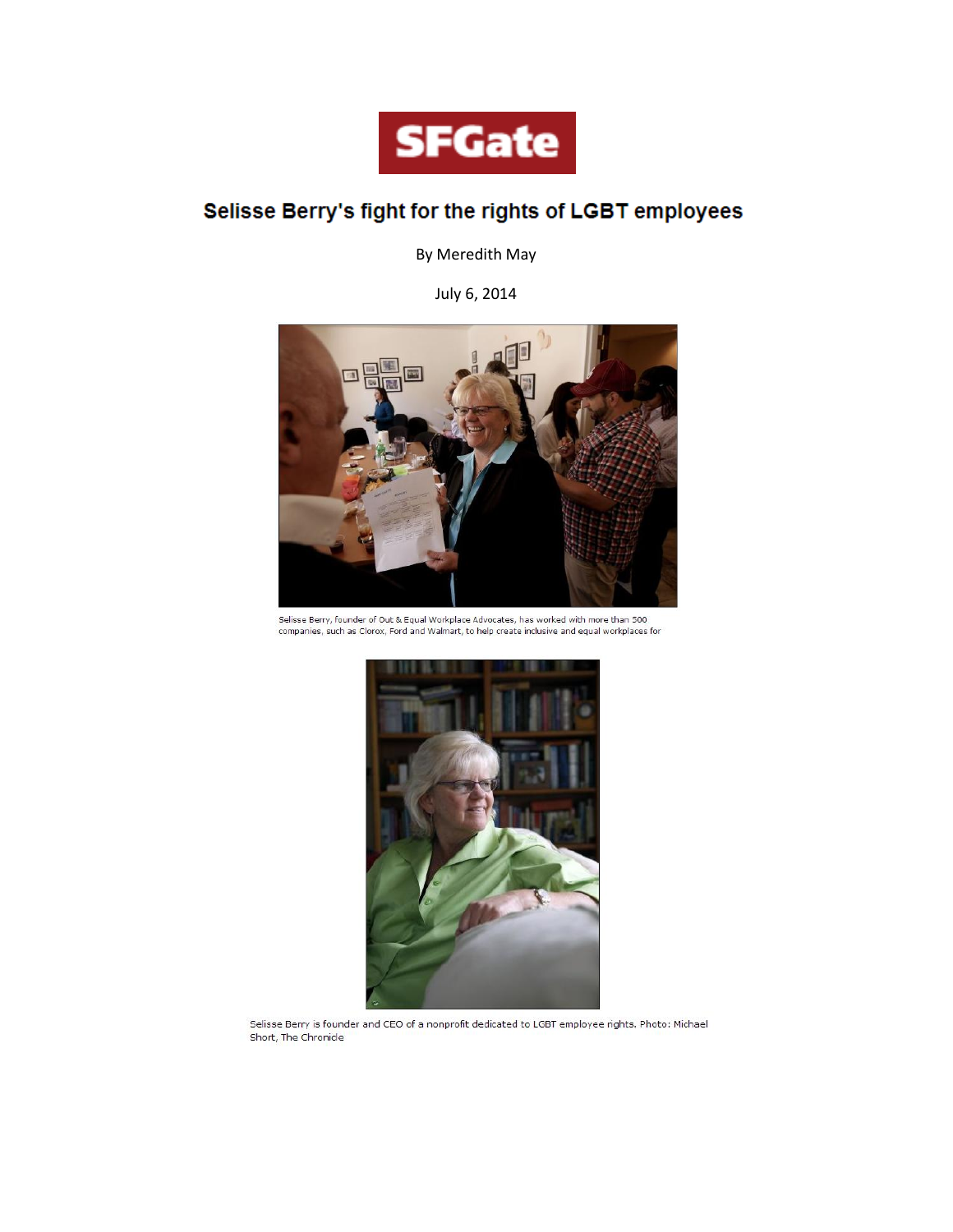SFGate

# Selisse Berry's fight for the rights of LGBT employees

By Meredith May

July 6, 2014

Selisse Berry, founder of Out & Equal Workplace Advocates, has worked with more than 500 companies, such as Clorox, Ford and Walmart, to help create inclusive and equal workplaces for

Selisse Berry is founder and CEO of a nonprofit dedicated to LGBT employee rights. Photo: Michael Short, The Chronicle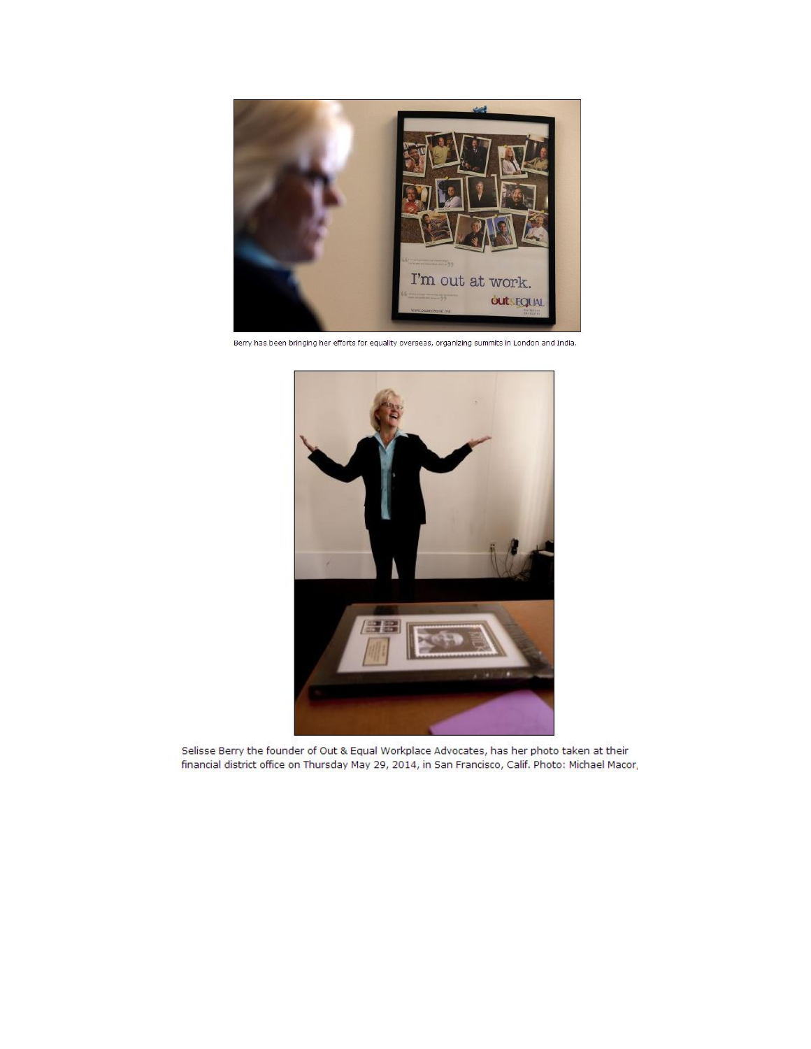Berry has been bringing her efforts for equality overseas, organizing summits in London and India.

Selisse Berry the founder of Out & Equal Workplace Advocates, has her photo taken at their financial district office on Thursday May 29, 2014, in San Francisco, Calif. Photo: Michael Macor,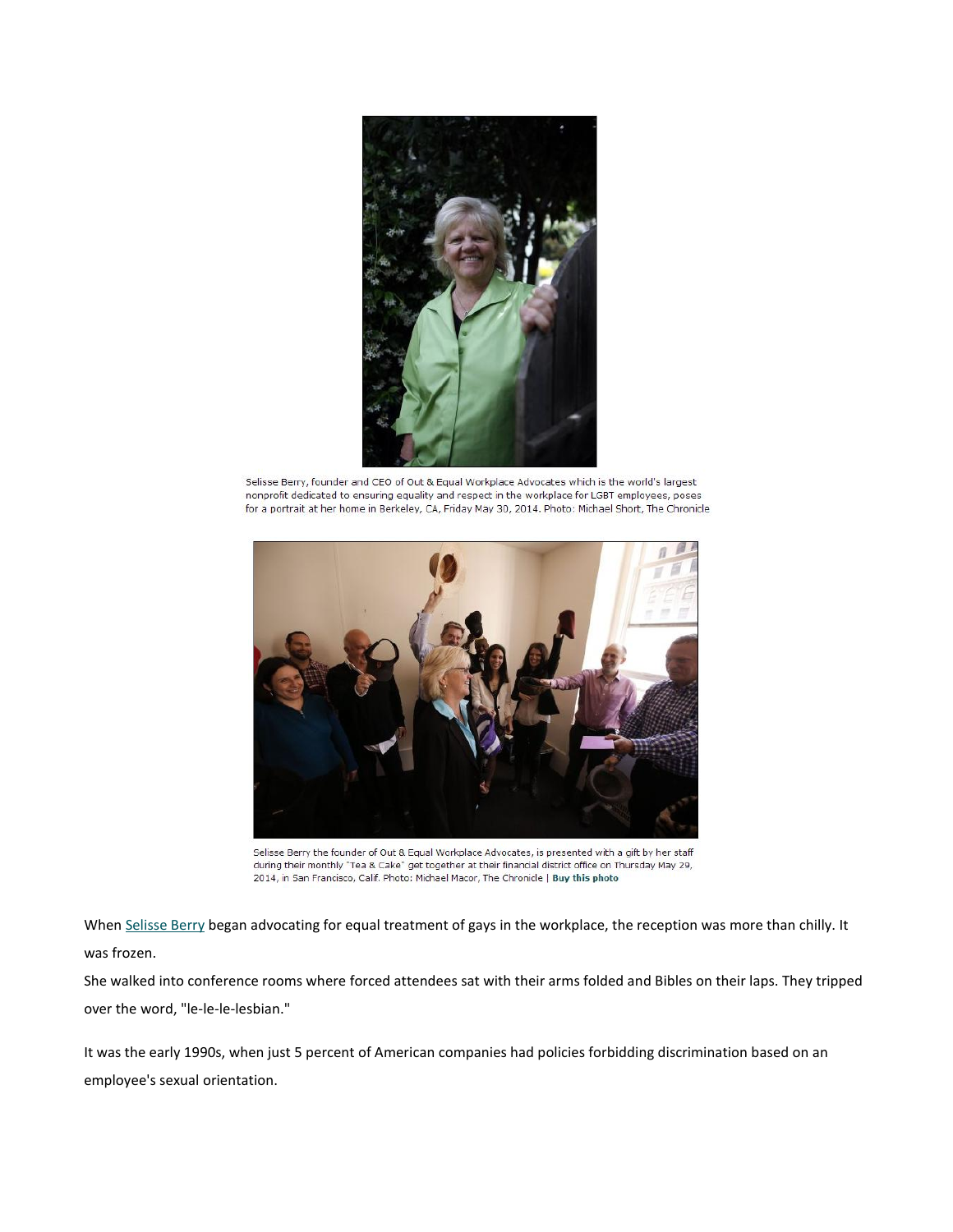Selisse Berry, founder and CEO of Out & Equal Workplace Advocates which is the world's largest nonprofit dedicated to ensuring equality and respect in the workplace for LGBT employees, poses for a portrait at her home in Berkeley, CA, Friday May 30, 2014. Photo: Michael Short, The Chronicle

Selisse Berry the founder of Out & Equal Workplace Advocates, is presented with a gift by her staff during their monthly "Tea & Cake" get together at their financial district office on Thursday May 29, 2014, in San Francisco, Calif. Photo: Michael Macor, The Chronicle | **Buy this photo**

When Selisse Berry began advocating for equal treatment of gays in the workplace, the reception was more than chilly. It was frozen.

She walked into conference rooms where forced attendees sat with their arms folded and Bibles on their laps. They tripped over the word, "le-le-le-lesbian."

It was the early 1990s, when just 5 percent of American companies had policies forbidding discrimination based on an employee's sexual orientation.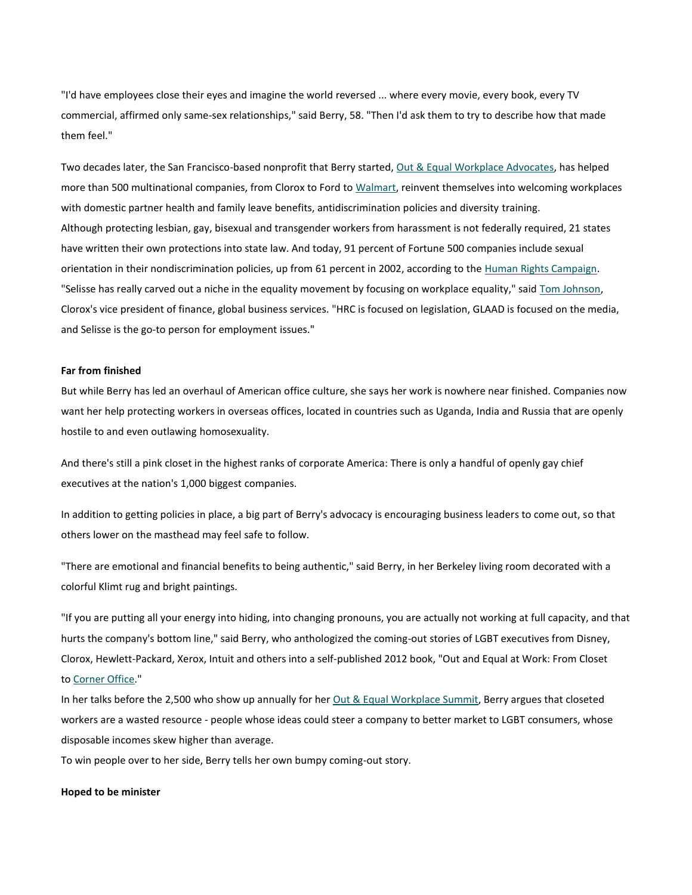"I'd have employees close their eyes and imagine the world reversed ... where every movie, every book, every TV commercial, affirmed only same-sex relationships," said Berry, 58. "Then I'd ask them to try to describe how that made them feel."

Two decades later, the San Francisco-based nonprofit that Berry started, Out & Equal Workplace Advocates, has helped more than 500 multinational companies, from Clorox to Ford to Walmart, reinvent themselves into welcoming workplaces with domestic partner health and family leave benefits, antidiscrimination policies and diversity training.

Although protecting lesbian, gay, bisexual and transgender workers from harassment is not federally required, 21 states have written their own protections into state law. And today, 91 percent of Fortune 500 companies include sexual orientation in their nondiscrimination policies, up from 61 percent in 2002, according to the Human Rights Campaign.

"Selisse has really carved out a niche in the equality movement by focusing on workplace equality," said Tom Johnson, Clorox's vice president of finance, global business services. "HRC is focused on legislation, GLAAD is focused on the media, and Selisse is the go-to person for employment issues."

**Far from finished**

But while Berry has led an overhaul of American office culture, she says her work is nowhere near finished. Companies now want her help protecting workers in overseas offices, located in countries such as Uganda, India and Russia that are openly hostile to and even outlawing homosexuality.

And there's still a pink closet in the highest ranks of corporate America: There is only a handful of openly gay chief executives at the nation's 1,000 biggest companies.

In addition to getting policies in place, a big part of Berry's advocacy is encouraging business leaders to come out, so that others lower on the masthead may feel safe to follow.

"There are emotional and financial benefits to being authentic," said Berry, in her Berkeley living room decorated with a colorful Klimt rug and bright paintings.

"If you are putting all your energy into hiding, into changing pronouns, you are actually not working at full capacity, and that hurts the company's bottom line," said Berry, who anthologized the coming-out stories of LGBT executives from Disney, Clorox, Hewlett-Packard, Xerox, Intuit and others into a self-published 2012 book, "Out and Equal at Work: From Closet to Corner Office."

In her talks before the 2,500 who show up annually for her Out & Equal Workplace Summit, Berry argues that closeted workers are a wasted resource - people whose ideas could steer a company to better market to LGBT consumers, whose disposable incomes skew higher than average.

To win people over to her side, Berry tells her own bumpy coming-out story.

**Hoped to be minister**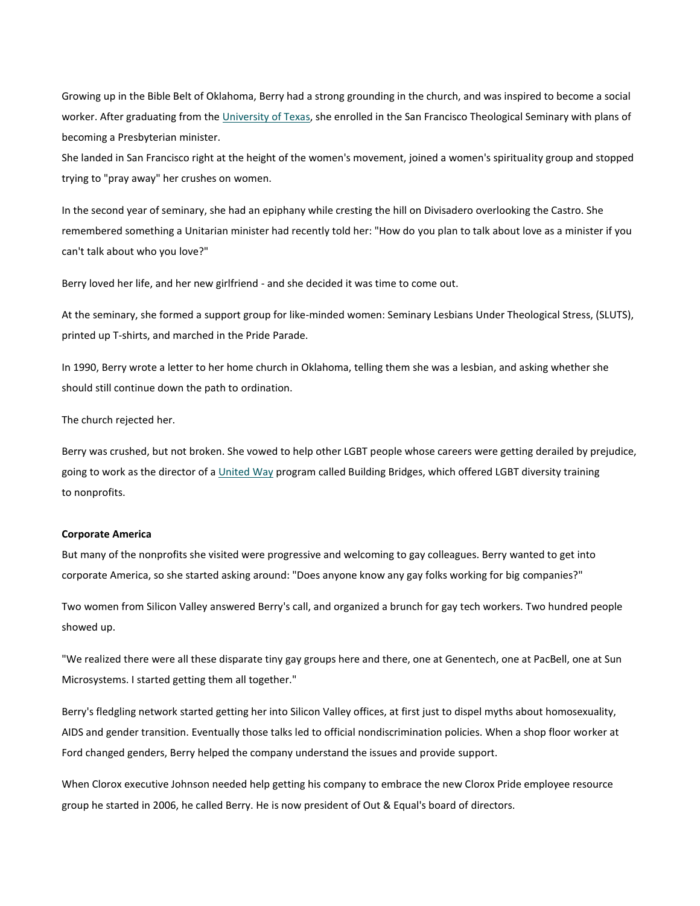Growing up in the Bible Belt of Oklahoma, Berry had a strong grounding in the church, and was inspired to become a social worker. After graduating from the University of Texas, she enrolled in the San Francisco Theological Seminary with plans of becoming a Presbyterian minister.

She landed in San Francisco right at the height of the women's movement, joined a women's spirituality group and stopped trying to "pray away" her crushes on women.

In the second year of seminary, she had an epiphany while cresting the hill on Divisadero overlooking the Castro. She remembered something a Unitarian minister had recently told her: "How do you plan to talk about love as a minister if you can't talk about who you love?"

Berry loved her life, and her new girlfriend - and she decided it was time to come out.

At the seminary, she formed a support group for like-minded women: Seminary Lesbians Under Theological Stress, (SLUTS), printed up T-shirts, and marched in the Pride Parade.

In 1990, Berry wrote a letter to her home church in Oklahoma, telling them she was a lesbian, and asking whether she should still continue down the path to ordination.

The church rejected her.

Berry was crushed, but not broken. She vowed to help other LGBT people whose careers were getting derailed by prejudice, going to work as the director of a United Way program called Building Bridges, which offered LGBT diversity training to nonprofits.

**Corporate America**

But many of the nonprofits she visited were progressive and welcoming to gay colleagues. Berry wanted to get into corporate America, so she started asking around: "Does anyone know any gay folks working for big companies?"

Two women from Silicon Valley answered Berry's call, and organized a brunch for gay tech workers. Two hundred people showed up.

"We realized there were all these disparate tiny gay groups here and there, one at Genentech, one at PacBell, one at Sun Microsystems. I started getting them all together."

Berry's fledgling network started getting her into Silicon Valley offices, at first just to dispel myths about homosexuality, AIDS and gender transition. Eventually those talks led to official nondiscrimination policies. When a shop floor worker at Ford changed genders, Berry helped the company understand the issues and provide support.

When Clorox executive Johnson needed help getting his company to embrace the new Clorox Pride employee resource group he started in 2006, he called Berry. He is now president of Out & Equal's board of directors.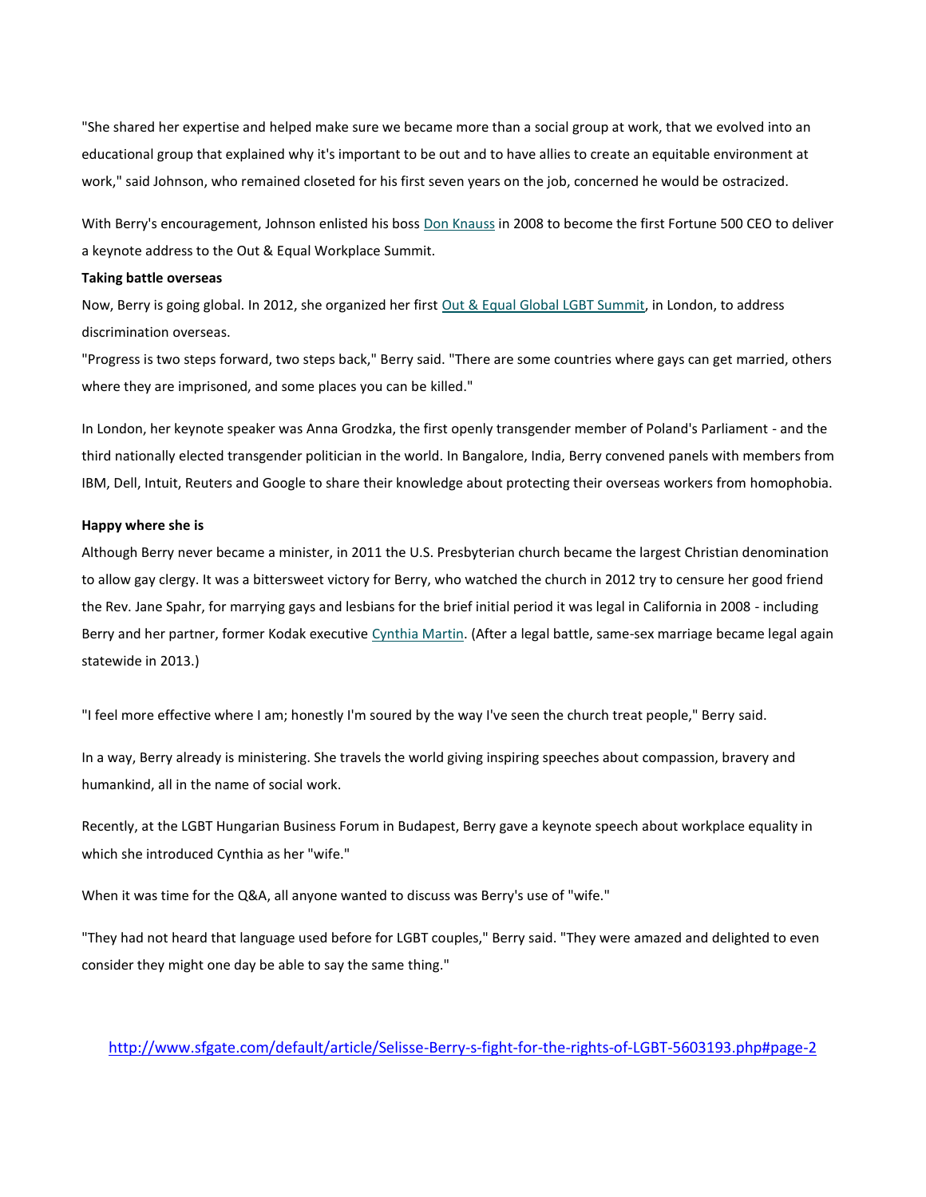"She shared her expertise and helped make sure we became more than a social group at work, that we evolved into an educational group that explained why it's important to be out and to have allies to create an equitable environment at work," said Johnson, who remained closeted for his first seven years on the job, concerned he would be ostracized.

With Berry's encouragement, Johnson enlisted his boss Don Knauss in 2008 to become the first Fortune 500 CEO to deliver a keynote address to the Out & Equal Workplace Summit.

**Taking battle overseas**

Now, Berry is going global. In 2012, she organized her first Out & Equal Global LGBT Summit, in London, to address discrimination overseas.

"Progress is two steps forward, two steps back," Berry said. "There are some countries where gays can get married, others where they are imprisoned, and some places you can be killed."

In London, her keynote speaker was Anna Grodzka, the first openly transgender member of Poland's Parliament - and the third nationally elected transgender politician in the world. In Bangalore, India, Berry convened panels with members from IBM, Dell, Intuit, Reuters and Google to share their knowledge about protecting their overseas workers from homophobia.

**Happy where she is**

Although Berry never became a minister, in 2011 the U.S. Presbyterian church became the largest Christian denomination to allow gay clergy. It was a bittersweet victory for Berry, who watched the church in 2012 try to censure her good friend the Rev. Jane Spahr, for marrying gays and lesbians for the brief initial period it was legal in California in 2008 - including Berry and her partner, former Kodak executive Cynthia Martin. (After a legal battle, same-sex marriage became legal again statewide in 2013.)

"I feel more effective where I am; honestly I'm soured by the way I've seen the church treat people," Berry said.

In a way, Berry already is ministering. She travels the world giving inspiring speeches about compassion, bravery and humankind, all in the name of social work.

Recently, at the LGBT Hungarian Business Forum in Budapest, Berry gave a keynote speech about workplace equality in which she introduced Cynthia as her "wife."

When it was time for the Q&A, all anyone wanted to discuss was Berry's use of "wife."

"They had not heard that language used before for LGBT couples," Berry said. "They were amazed and delighted to even consider they might one day be able to say the same thing."

http://www.sfgate.com/default/article/Selisse-Berry-s-fight-for-the-rights-of-LGBT-5603193.php#page-2